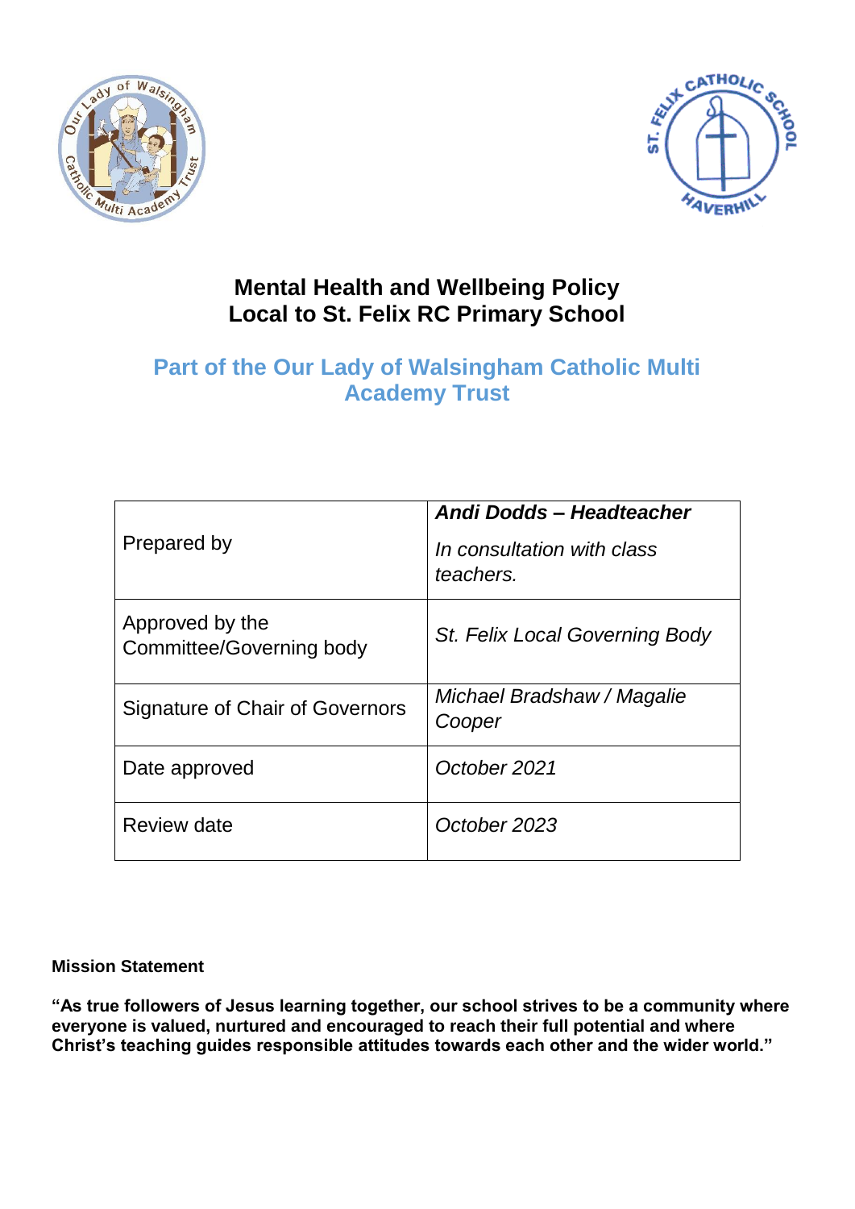# Mental Health and Wellbeing Policy
# Local to St. Felix RC Primary School

## Part of the Our Lady of Walsingham Catholic Multi Academy Trust

| | |
|---|---|
| Prepared by | ***Andi Dodds – Headteacher***<br>*In consultation with class teachers.* |
| Approved by the Committee/Governing body | *St. Felix Local Governing Body* |
| Signature of Chair of Governors | *Michael Bradshaw / Magalie Cooper* |
| Date approved | *October 2021* |
| Review date | *October 2023* |

**Mission Statement**

**"As true followers of Jesus learning together, our school strives to be a community where everyone is valued, nurtured and encouraged to reach their full potential and where Christ's teaching guides responsible attitudes towards each other and the wider world."**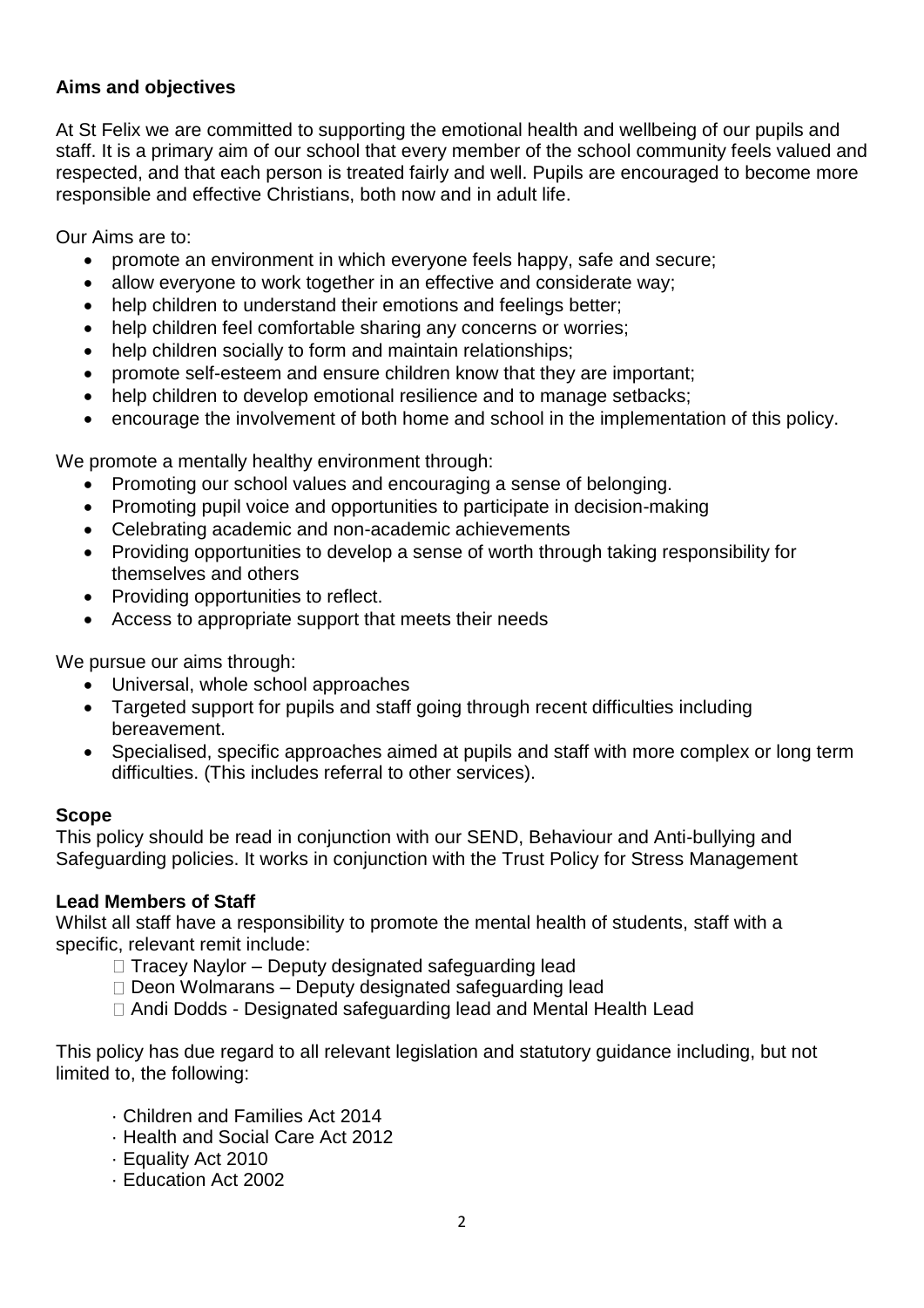**Aims and objectives**

At St Felix we are committed to supporting the emotional health and wellbeing of our pupils and staff. It is a primary aim of our school that every member of the school community feels valued and respected, and that each person is treated fairly and well. Pupils are encouraged to become more responsible and effective Christians, both now and in adult life.

Our Aims are to:

- promote an environment in which everyone feels happy, safe and secure;
- allow everyone to work together in an effective and considerate way;
- help children to understand their emotions and feelings better;
- help children feel comfortable sharing any concerns or worries;
- help children socially to form and maintain relationships;
- promote self-esteem and ensure children know that they are important;
- help children to develop emotional resilience and to manage setbacks;
- encourage the involvement of both home and school in the implementation of this policy.

We promote a mentally healthy environment through:

- Promoting our school values and encouraging a sense of belonging.
- Promoting pupil voice and opportunities to participate in decision-making
- Celebrating academic and non-academic achievements
- Providing opportunities to develop a sense of worth through taking responsibility for themselves and others
- Providing opportunities to reflect.
- Access to appropriate support that meets their needs

We pursue our aims through:

- Universal, whole school approaches
- Targeted support for pupils and staff going through recent difficulties including bereavement.
- Specialised, specific approaches aimed at pupils and staff with more complex or long term difficulties. (This includes referral to other services).

**Scope**

This policy should be read in conjunction with our SEND, Behaviour and Anti-bullying and Safeguarding policies. It works in conjunction with the Trust Policy for Stress Management

**Lead Members of Staff**

Whilst all staff have a responsibility to promote the mental health of students, staff with a specific, relevant remit include:

- Tracey Naylor – Deputy designated safeguarding lead
- Deon Wolmarans – Deputy designated safeguarding lead
- Andi Dodds - Designated safeguarding lead and Mental Health Lead

This policy has due regard to all relevant legislation and statutory guidance including, but not limited to, the following:

- Children and Families Act 2014
- Health and Social Care Act 2012
- Equality Act 2010
- Education Act 2002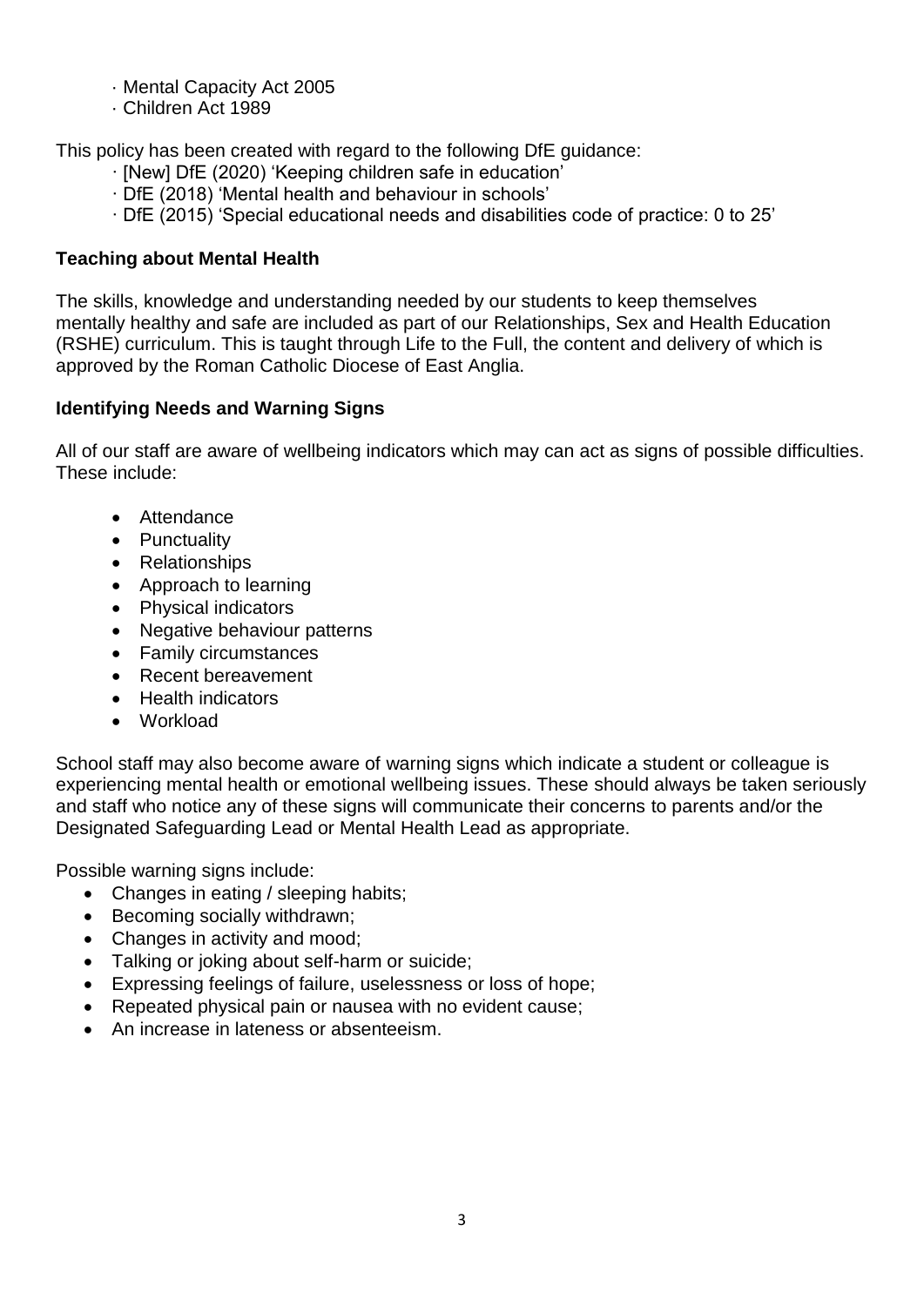· Mental Capacity Act 2005
· Children Act 1989

This policy has been created with regard to the following DfE guidance:

· [New] DfE (2020) 'Keeping children safe in education'
· DfE (2018) 'Mental health and behaviour in schools'
· DfE (2015) 'Special educational needs and disabilities code of practice: 0 to 25'

**Teaching about Mental Health**

The skills, knowledge and understanding needed by our students to keep themselves mentally healthy and safe are included as part of our Relationships, Sex and Health Education (RSHE) curriculum. This is taught through Life to the Full, the content and delivery of which is approved by the Roman Catholic Diocese of East Anglia.

**Identifying Needs and Warning Signs**

All of our staff are aware of wellbeing indicators which may can act as signs of possible difficulties. These include:

- Attendance
- Punctuality
- Relationships
- Approach to learning
- Physical indicators
- Negative behaviour patterns
- Family circumstances
- Recent bereavement
- Health indicators
- Workload

School staff may also become aware of warning signs which indicate a student or colleague is experiencing mental health or emotional wellbeing issues. These should always be taken seriously and staff who notice any of these signs will communicate their concerns to parents and/or the Designated Safeguarding Lead or Mental Health Lead as appropriate.

Possible warning signs include:

- Changes in eating / sleeping habits;
- Becoming socially withdrawn;
- Changes in activity and mood;
- Talking or joking about self-harm or suicide;
- Expressing feelings of failure, uselessness or loss of hope;
- Repeated physical pain or nausea with no evident cause;
- An increase in lateness or absenteeism.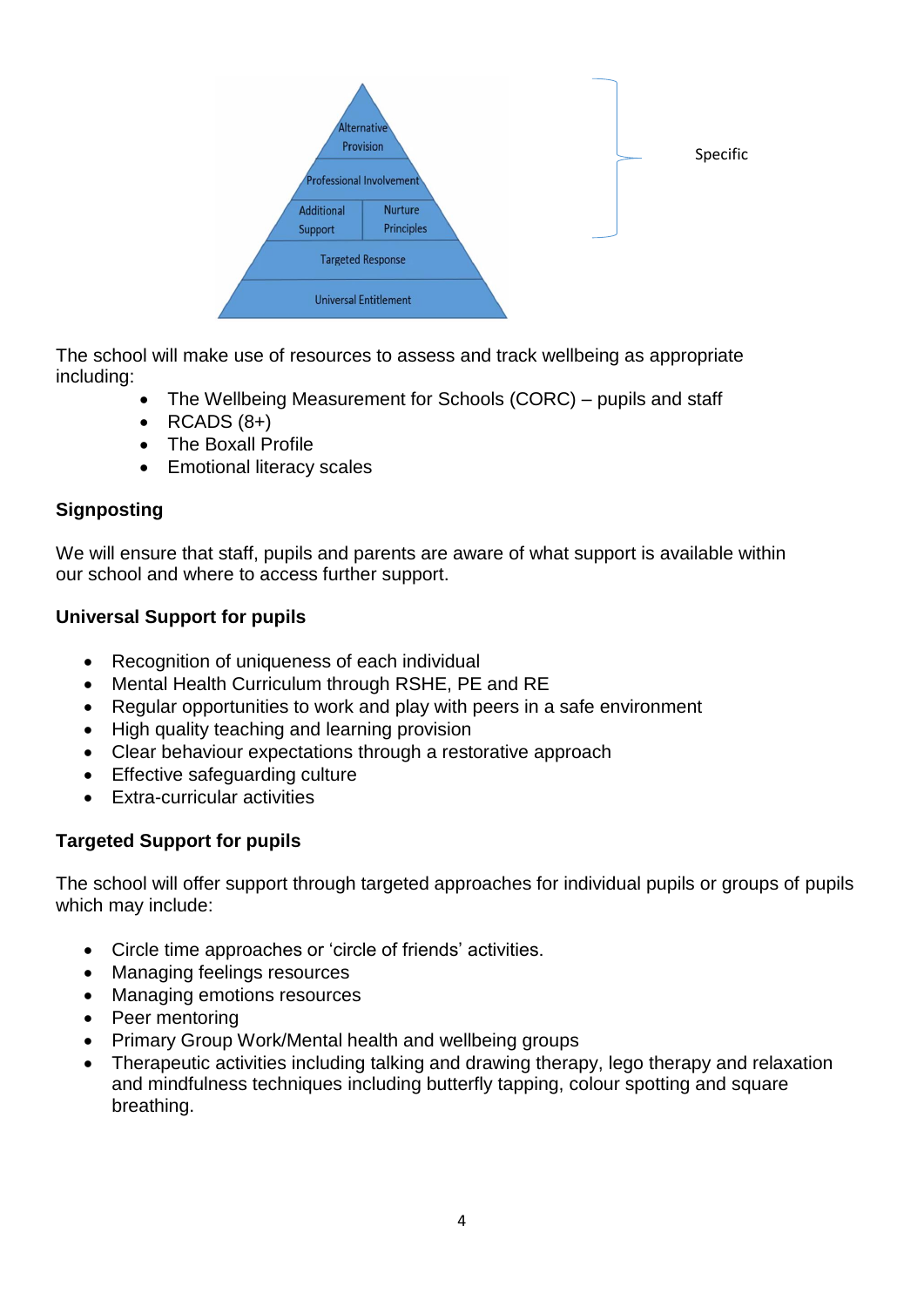The school will make use of resources to assess and track wellbeing as appropriate including:

- The Wellbeing Measurement for Schools (CORC) – pupils and staff
- RCADS (8+)
- The Boxall Profile
- Emotional literacy scales

**Signposting**

We will ensure that staff, pupils and parents are aware of what support is available within our school and where to access further support.

**Universal Support for pupils**

- Recognition of uniqueness of each individual
- Mental Health Curriculum through RSHE, PE and RE
- Regular opportunities to work and play with peers in a safe environment
- High quality teaching and learning provision
- Clear behaviour expectations through a restorative approach
- Effective safeguarding culture
- Extra-curricular activities

**Targeted Support for pupils**

The school will offer support through targeted approaches for individual pupils or groups of pupils which may include:

- Circle time approaches or 'circle of friends' activities.
- Managing feelings resources
- Managing emotions resources
- Peer mentoring
- Primary Group Work/Mental health and wellbeing groups
- Therapeutic activities including talking and drawing therapy, lego therapy and relaxation and mindfulness techniques including butterfly tapping, colour spotting and square breathing.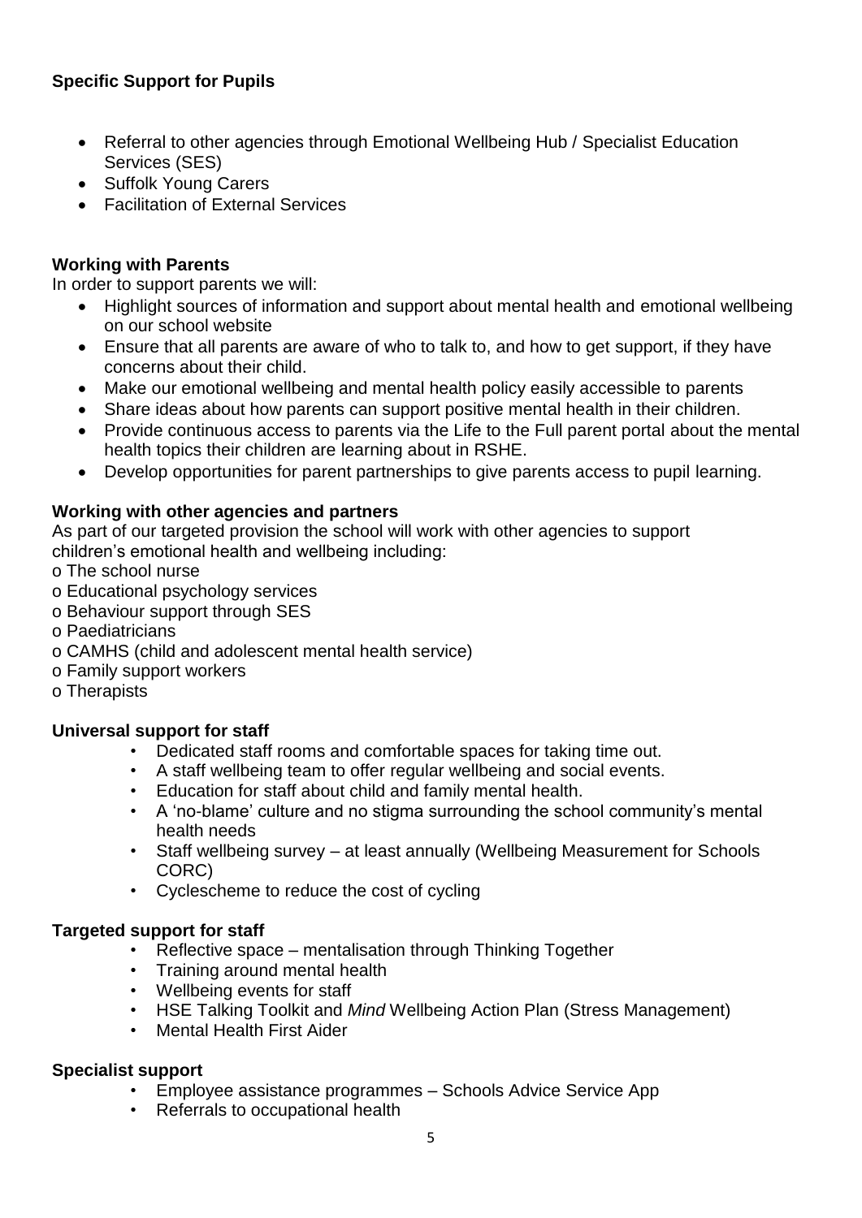**Specific Support for Pupils**

- Referral to other agencies through Emotional Wellbeing Hub / Specialist Education Services (SES)
- Suffolk Young Carers
- Facilitation of External Services

**Working with Parents**

In order to support parents we will:

- Highlight sources of information and support about mental health and emotional wellbeing on our school website
- Ensure that all parents are aware of who to talk to, and how to get support, if they have concerns about their child.
- Make our emotional wellbeing and mental health policy easily accessible to parents
- Share ideas about how parents can support positive mental health in their children.
- Provide continuous access to parents via the Life to the Full parent portal about the mental health topics their children are learning about in RSHE.
- Develop opportunities for parent partnerships to give parents access to pupil learning.

**Working with other agencies and partners**

As part of our targeted provision the school will work with other agencies to support children's emotional health and wellbeing including:

- The school nurse
- Educational psychology services
- Behaviour support through SES
- Paediatricians
- CAMHS (child and adolescent mental health service)
- Family support workers
- Therapists

**Universal support for staff**

- Dedicated staff rooms and comfortable spaces for taking time out.
- A staff wellbeing team to offer regular wellbeing and social events.
- Education for staff about child and family mental health.
- A 'no-blame' culture and no stigma surrounding the school community's mental health needs
- Staff wellbeing survey – at least annually (Wellbeing Measurement for Schools CORC)
- Cyclescheme to reduce the cost of cycling

**Targeted support for staff**

- Reflective space – mentalisation through Thinking Together
- Training around mental health
- Wellbeing events for staff
- HSE Talking Toolkit and *Mind* Wellbeing Action Plan (Stress Management)
- Mental Health First Aider

**Specialist support**

- Employee assistance programmes – Schools Advice Service App
- Referrals to occupational health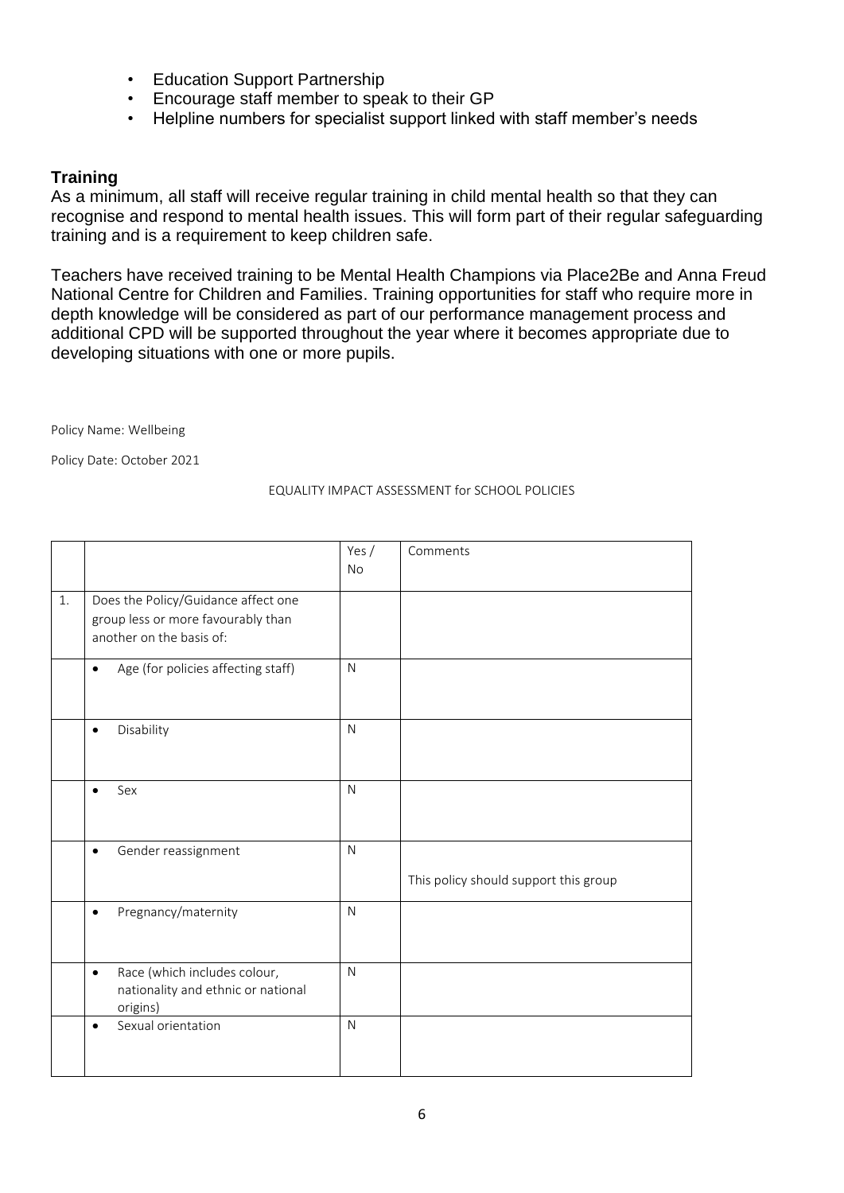- Education Support Partnership
- Encourage staff member to speak to their GP
- Helpline numbers for specialist support linked with staff member's needs

## Training

As a minimum, all staff will receive regular training in child mental health so that they can recognise and respond to mental health issues. This will form part of their regular safeguarding training and is a requirement to keep children safe.

Teachers have received training to be Mental Health Champions via Place2Be and Anna Freud National Centre for Children and Families. Training opportunities for staff who require more in depth knowledge will be considered as part of our performance management process and additional CPD will be supported throughout the year where it becomes appropriate due to developing situations with one or more pupils.

Policy Name: Wellbeing

Policy Date: October 2021

EQUALITY IMPACT ASSESSMENT for SCHOOL POLICIES

| | | Yes / No | Comments |
|---|---|---|---|
| 1. | Does the Policy/Guidance affect one group less or more favourably than another on the basis of: | | |
| | • Age (for policies affecting staff) | N | |
| | • Disability | N | |
| | • Sex | N | |
| | • Gender reassignment | N | This policy should support this group |
| | • Pregnancy/maternity | N | |
| | • Race (which includes colour, nationality and ethnic or national origins) | N | |
| | • Sexual orientation | N | |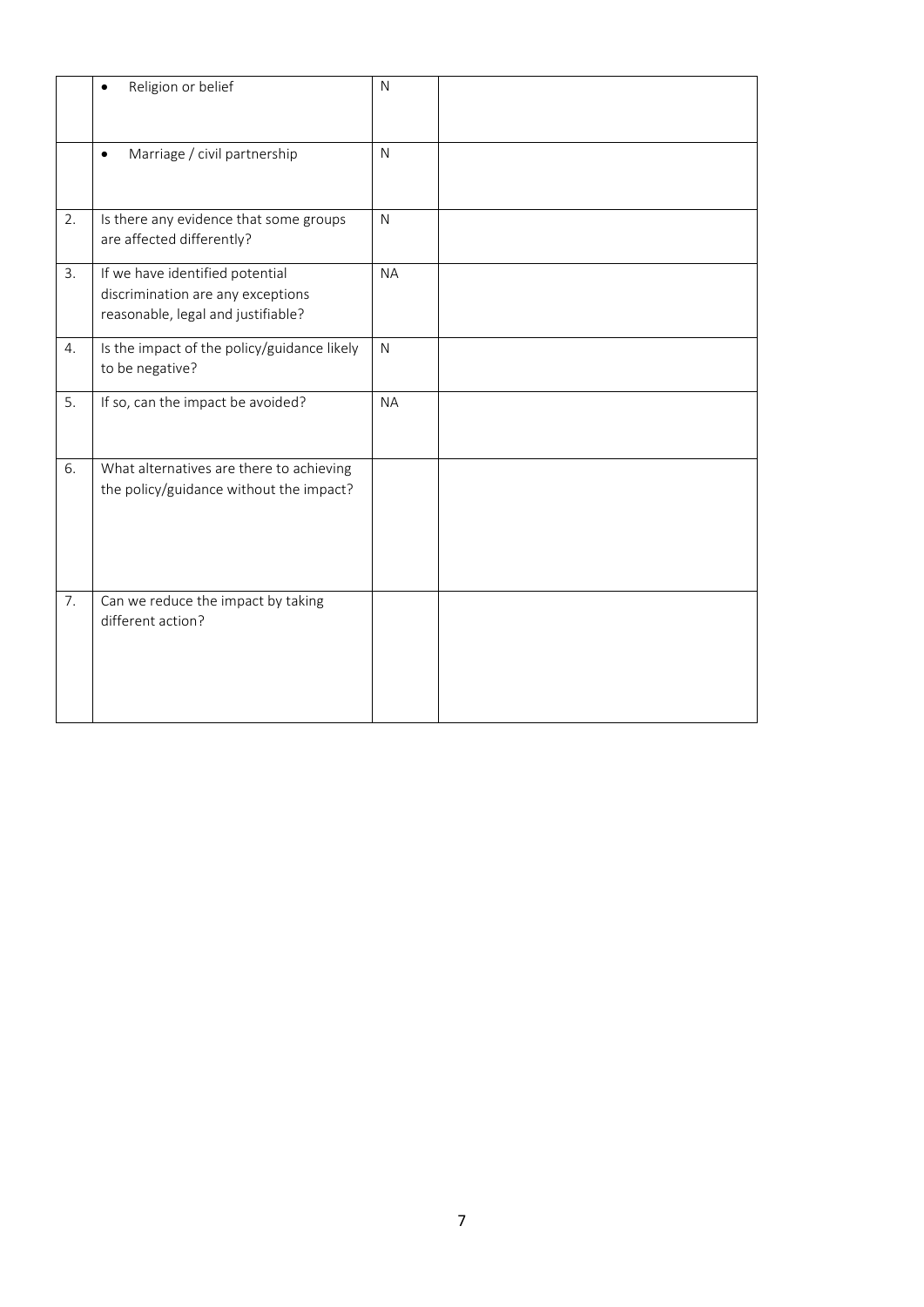| | | | |
|---|---|---|---|
| | • Religion or belief | N | |
| | • Marriage / civil partnership | N | |
| 2. | Is there any evidence that some groups are affected differently? | N | |
| 3. | If we have identified potential discrimination are any exceptions reasonable, legal and justifiable? | NA | |
| 4. | Is the impact of the policy/guidance likely to be negative? | N | |
| 5. | If so, can the impact be avoided? | NA | |
| 6. | What alternatives are there to achieving the policy/guidance without the impact? | | |
| 7. | Can we reduce the impact by taking different action? | | |